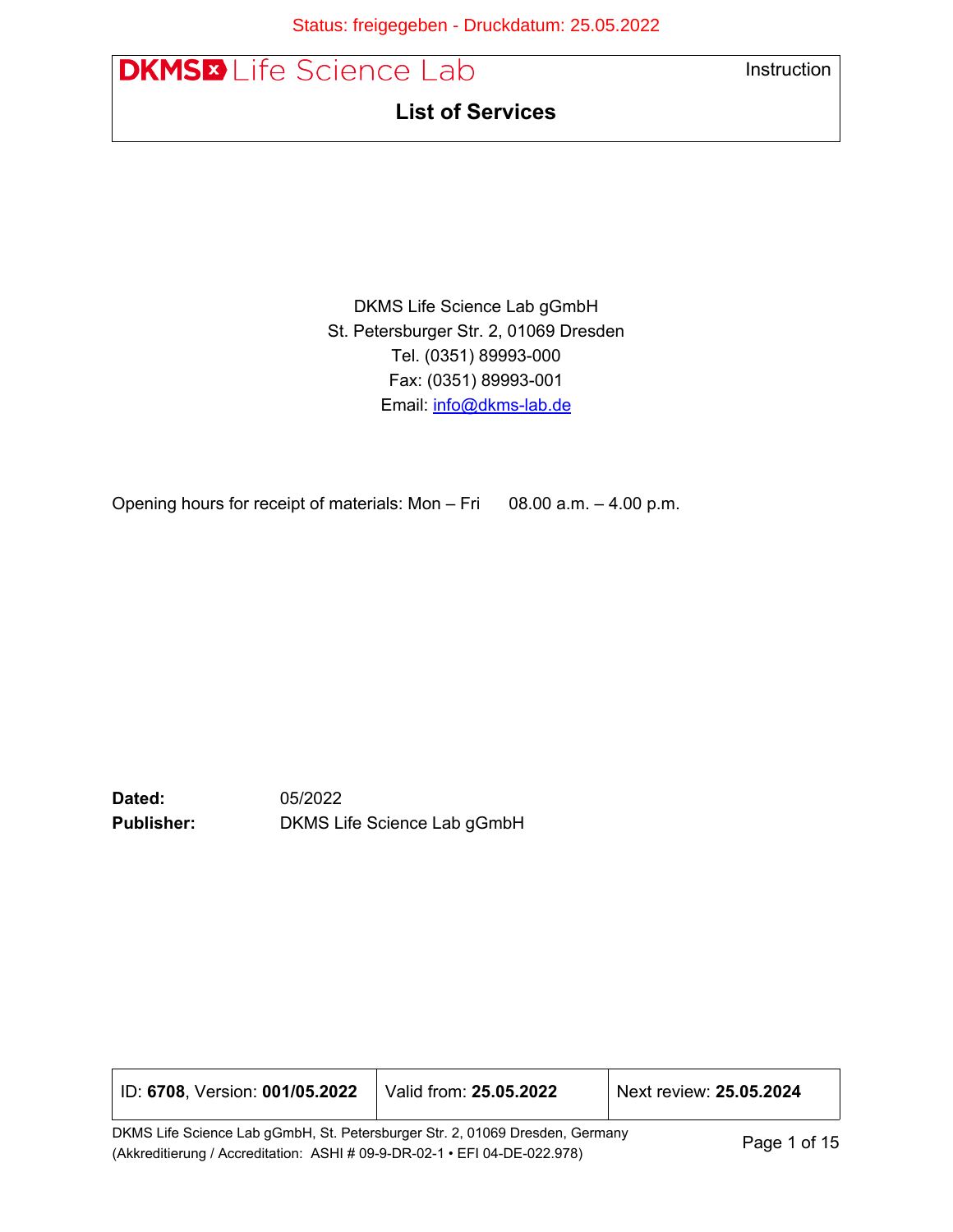Status: freigegeben - Druckdatum: 25.05.2022

DKMS Life Science Lab — Instruction

# List of Services

DKMS Life Science Lab gGmbH
St. Petersburger Str. 2, 01069 Dresden
Tel. (0351) 89993-000
Fax: (0351) 89993-001
Email: info@dkms-lab.de

Opening hours for receipt of materials: Mon – Fri 08.00 a.m. – 4.00 p.m.

**Dated:** 05/2022
**Publisher:** DKMS Life Science Lab gGmbH

| ID: **6708**, Version: **001/05.2022** | Valid from: **25.05.2022** | Next review: **25.05.2024** |
|---|---|---|

DKMS Life Science Lab gGmbH, St. Petersburger Str. 2, 01069 Dresden, Germany
(Akkreditierung / Accreditation: ASHI # 09-9-DR-02-1 • EFI 04-DE-022.978)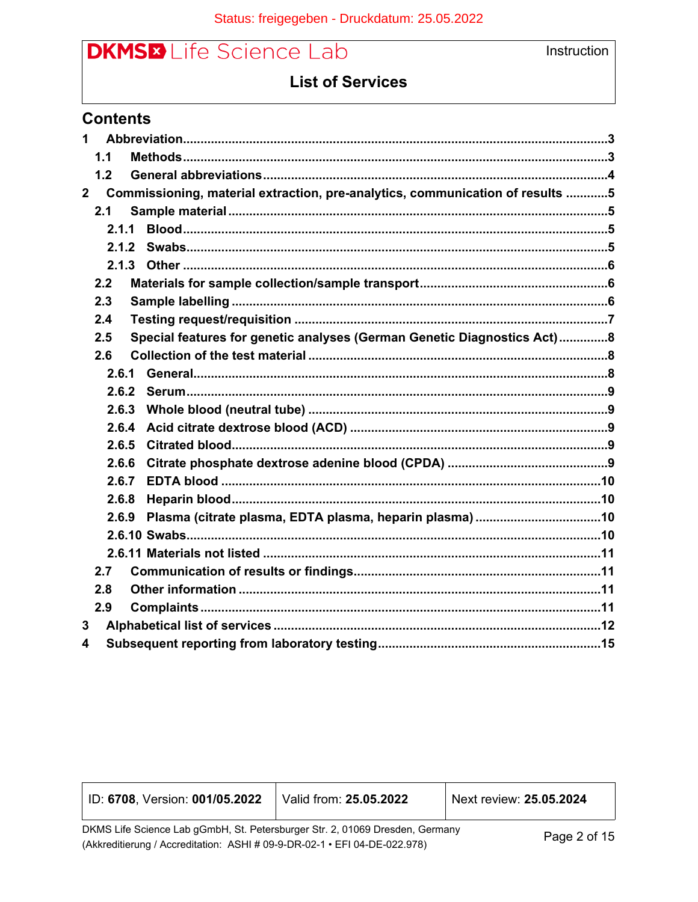## Contents

1 Abbreviation ....................................................................................................... 3
  1.1 Methods ......................................................................................................... 3
  1.2 General abbreviations ................................................................................... 4
2 Commissioning, material extraction, pre-analytics, communication of results ............ 5
  2.1 Sample material ............................................................................................. 5
    2.1.1 Blood ....................................................................................................... 5
    2.1.2 Swabs ...................................................................................................... 5
    2.1.3 Other ....................................................................................................... 6
  2.2 Materials for sample collection/sample transport ............................................. 6
  2.3 Sample labelling ............................................................................................. 6
  2.4 Testing request/requisition ............................................................................. 7
  2.5 Special features for genetic analyses (German Genetic Diagnostics Act) .............. 8
  2.6 Collection of the test material ......................................................................... 8
    2.6.1 General .................................................................................................... 8
    2.6.2 Serum ...................................................................................................... 9
    2.6.3 Whole blood (neutral tube) ....................................................................... 9
    2.6.4 Acid citrate dextrose blood (ACD) ............................................................. 9
    2.6.5 Citrated blood .......................................................................................... 9
    2.6.6 Citrate phosphate dextrose adenine blood (CPDA) ...................................... 9
    2.6.7 EDTA blood ............................................................................................ 10
    2.6.8 Heparin blood ......................................................................................... 10
    2.6.9 Plasma (citrate plasma, EDTA plasma, heparin plasma) ............................... 10
    2.6.10 Swabs .................................................................................................. 10
    2.6.11 Materials not listed ................................................................................ 11
  2.7 Communication of results or findings ............................................................ 11
  2.8 Other information ......................................................................................... 11
  2.9 Complaints .................................................................................................. 11
3 Alphabetical list of services ................................................................................ 12
4 Subsequent reporting from laboratory testing ..................................................... 15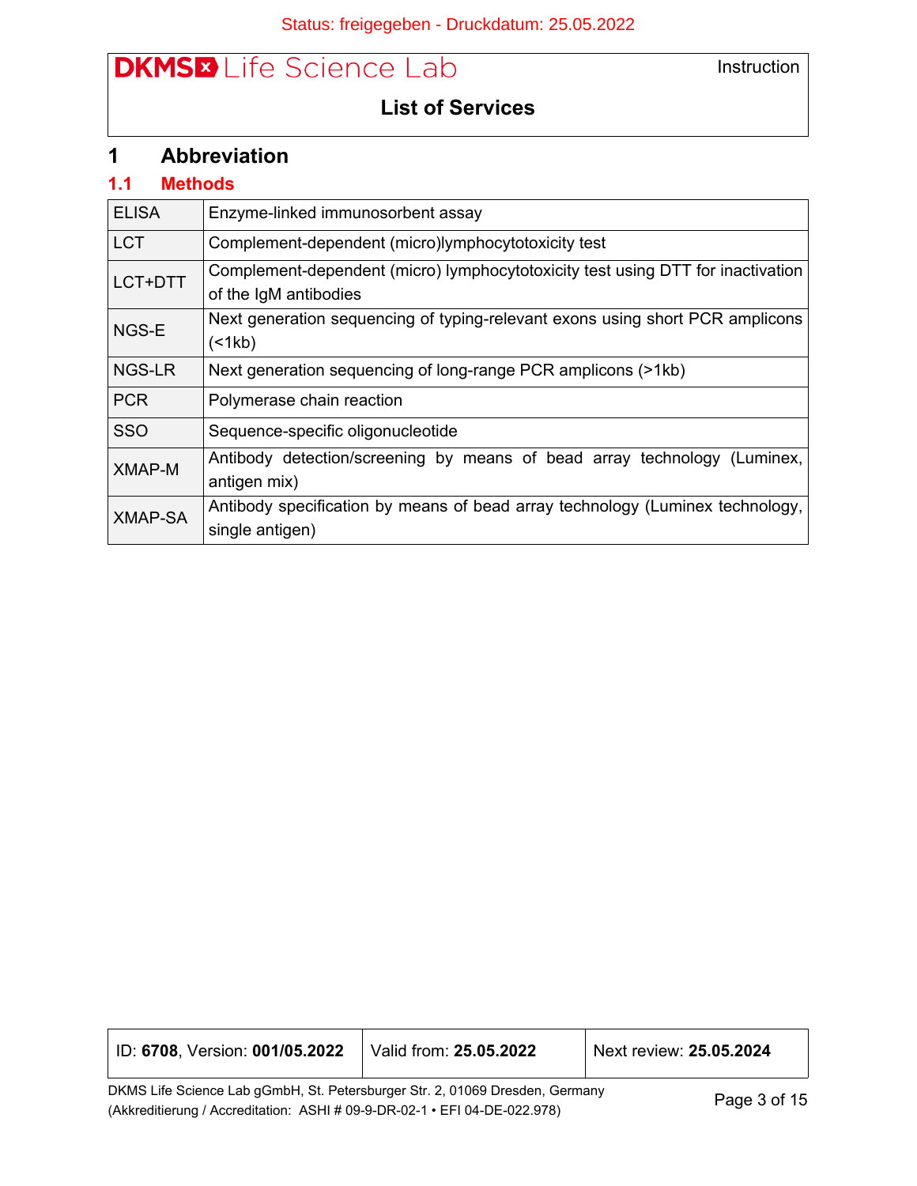# 1 Abbreviation

## 1.1 Methods

| | |
|---|---|
| ELISA | Enzyme-linked immunosorbent assay |
| LCT | Complement-dependent (micro)lymphocytotoxicity test |
| LCT+DTT | Complement-dependent (micro) lymphocytotoxicity test using DTT for inactivation of the IgM antibodies |
| NGS-E | Next generation sequencing of typing-relevant exons using short PCR amplicons (<1kb) |
| NGS-LR | Next generation sequencing of long-range PCR amplicons (>1kb) |
| PCR | Polymerase chain reaction |
| SSO | Sequence-specific oligonucleotide |
| XMAP-M | Antibody detection/screening by means of bead array technology (Luminex, antigen mix) |
| XMAP-SA | Antibody specification by means of bead array technology (Luminex technology, single antigen) |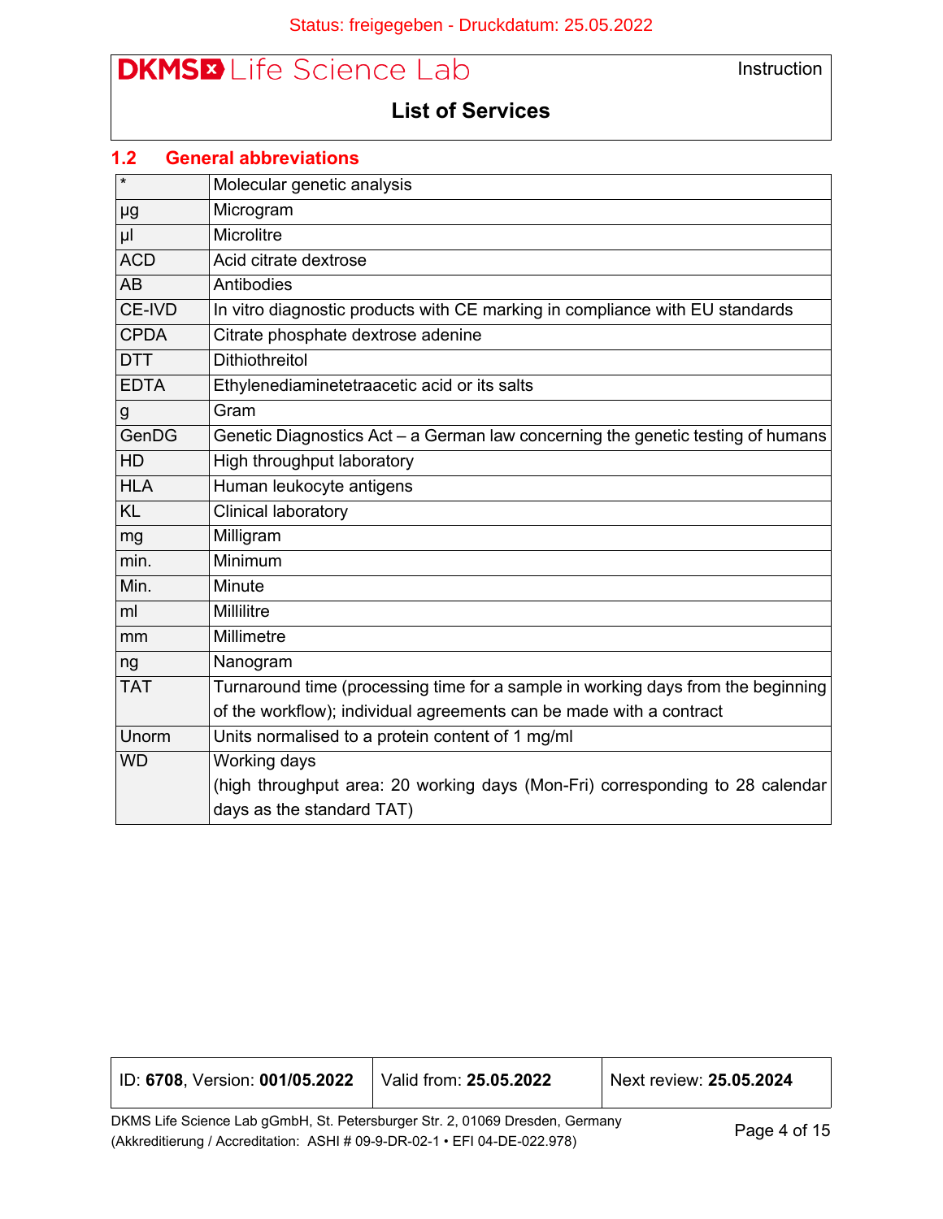## 1.2 General abbreviations

| | |
|---|---|
| * | Molecular genetic analysis |
| µg | Microgram |
| µl | Microlitre |
| ACD | Acid citrate dextrose |
| AB | Antibodies |
| CE-IVD | In vitro diagnostic products with CE marking in compliance with EU standards |
| CPDA | Citrate phosphate dextrose adenine |
| DTT | Dithiothreitol |
| EDTA | Ethylenediaminetetraacetic acid or its salts |
| g | Gram |
| GenDG | Genetic Diagnostics Act – a German law concerning the genetic testing of humans |
| HD | High throughput laboratory |
| HLA | Human leukocyte antigens |
| KL | Clinical laboratory |
| mg | Milligram |
| min. | Minimum |
| Min. | Minute |
| ml | Millilitre |
| mm | Millimetre |
| ng | Nanogram |
| TAT | Turnaround time (processing time for a sample in working days from the beginning of the workflow); individual agreements can be made with a contract |
| Unorm | Units normalised to a protein content of 1 mg/ml |
| WD | Working days (high throughput area: 20 working days (Mon-Fri) corresponding to 28 calendar days as the standard TAT) |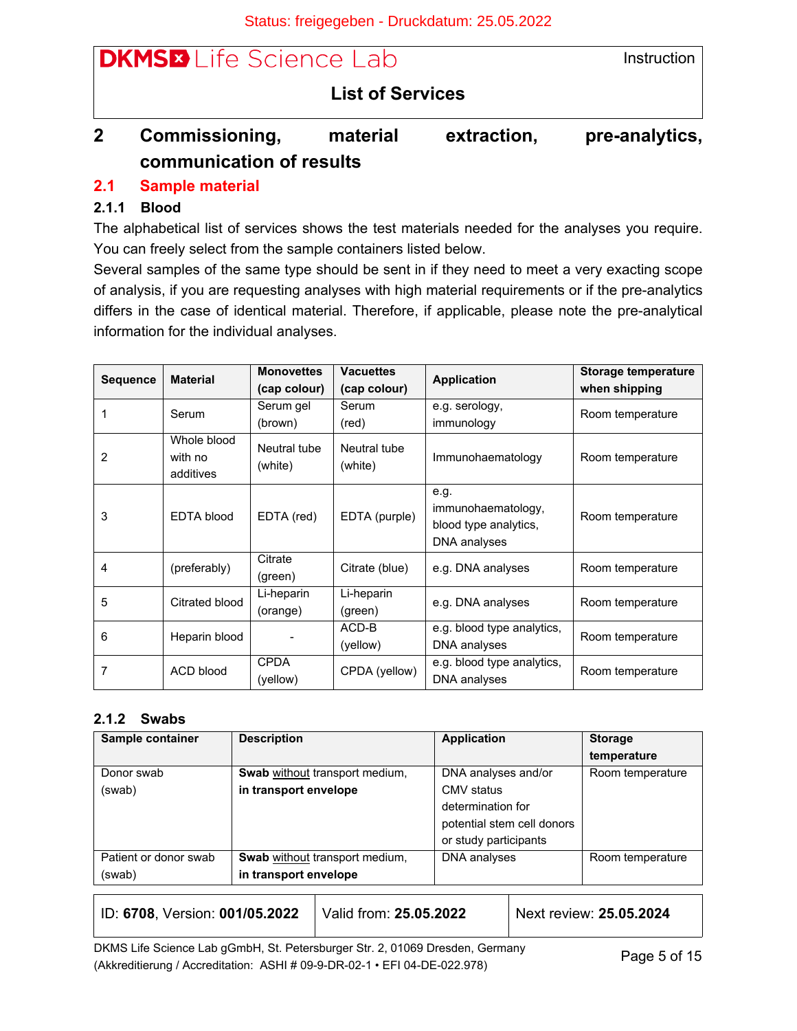# 2 Commissioning, material extraction, pre-analytics, communication of results

## 2.1 Sample material

### 2.1.1 Blood

The alphabetical list of services shows the test materials needed for the analyses you require. You can freely select from the sample containers listed below.

Several samples of the same type should be sent in if they need to meet a very exacting scope of analysis, if you are requesting analyses with high material requirements or if the pre-analytics differs in the case of identical material. Therefore, if applicable, please note the pre-analytical information for the individual analyses.

| Sequence | Material | Monovettes (cap colour) | Vacuettes (cap colour) | Application | Storage temperature when shipping |
|---|---|---|---|---|---|
| 1 | Serum | Serum gel (brown) | Serum (red) | e.g. serology, immunology | Room temperature |
| 2 | Whole blood with no additives | Neutral tube (white) | Neutral tube (white) | Immunohaematology | Room temperature |
| 3 | EDTA blood | EDTA (red) | EDTA (purple) | e.g. immunohaematology, blood type analytics, DNA analyses | Room temperature |
| 4 | (preferably) | Citrate (green) | Citrate (blue) | e.g. DNA analyses | Room temperature |
| 5 | Citrated blood | Li-heparin (orange) | Li-heparin (green) | e.g. DNA analyses | Room temperature |
| 6 | Heparin blood | - | ACD-B (yellow) | e.g. blood type analytics, DNA analyses | Room temperature |
| 7 | ACD blood | CPDA (yellow) | CPDA (yellow) | e.g. blood type analytics, DNA analyses | Room temperature |

### 2.1.2 Swabs

| Sample container | Description | Application | Storage temperature |
|---|---|---|---|
| Donor swab (swab) | **Swab** without transport medium, **in transport envelope** | DNA analyses and/or CMV status determination for potential stem cell donors or study participants | Room temperature |
| Patient or donor swab (swab) | **Swab** without transport medium, **in transport envelope** | DNA analyses | Room temperature |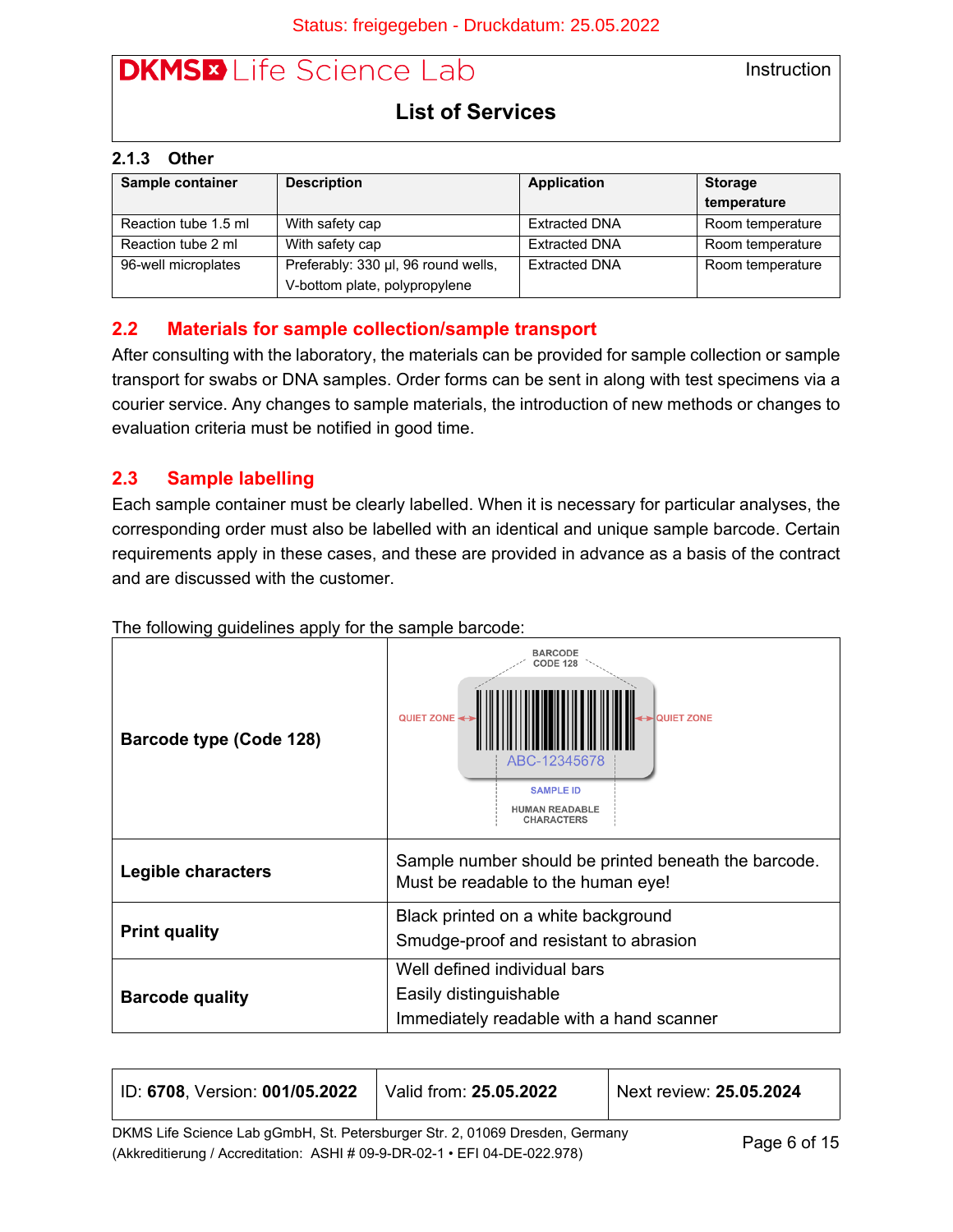### 2.1.3 Other

| Sample container | Description | Application | Storage temperature |
|---|---|---|---|
| Reaction tube 1.5 ml | With safety cap | Extracted DNA | Room temperature |
| Reaction tube 2 ml | With safety cap | Extracted DNA | Room temperature |
| 96-well microplates | Preferably: 330 µl, 96 round wells, V-bottom plate, polypropylene | Extracted DNA | Room temperature |

## 2.2 Materials for sample collection/sample transport

After consulting with the laboratory, the materials can be provided for sample collection or sample transport for swabs or DNA samples. Order forms can be sent in along with test specimens via a courier service. Any changes to sample materials, the introduction of new methods or changes to evaluation criteria must be notified in good time.

## 2.3 Sample labelling

Each sample container must be clearly labelled. When it is necessary for particular analyses, the corresponding order must also be labelled with an identical and unique sample barcode. Certain requirements apply in these cases, and these are provided in advance as a basis of the contract and are discussed with the customer.

The following guidelines apply for the sample barcode:

| | |
|---|---|
| **Barcode type (Code 128)** | BARCODE CODE 128; QUIET ZONE; QUIET ZONE; ABC-12345678; SAMPLE ID; HUMAN READABLE CHARACTERS |
| **Legible characters** | Sample number should be printed beneath the barcode. Must be readable to the human eye! |
| **Print quality** | Black printed on a white background<br>Smudge-proof and resistant to abrasion |
| **Barcode quality** | Well defined individual bars<br>Easily distinguishable<br>Immediately readable with a hand scanner |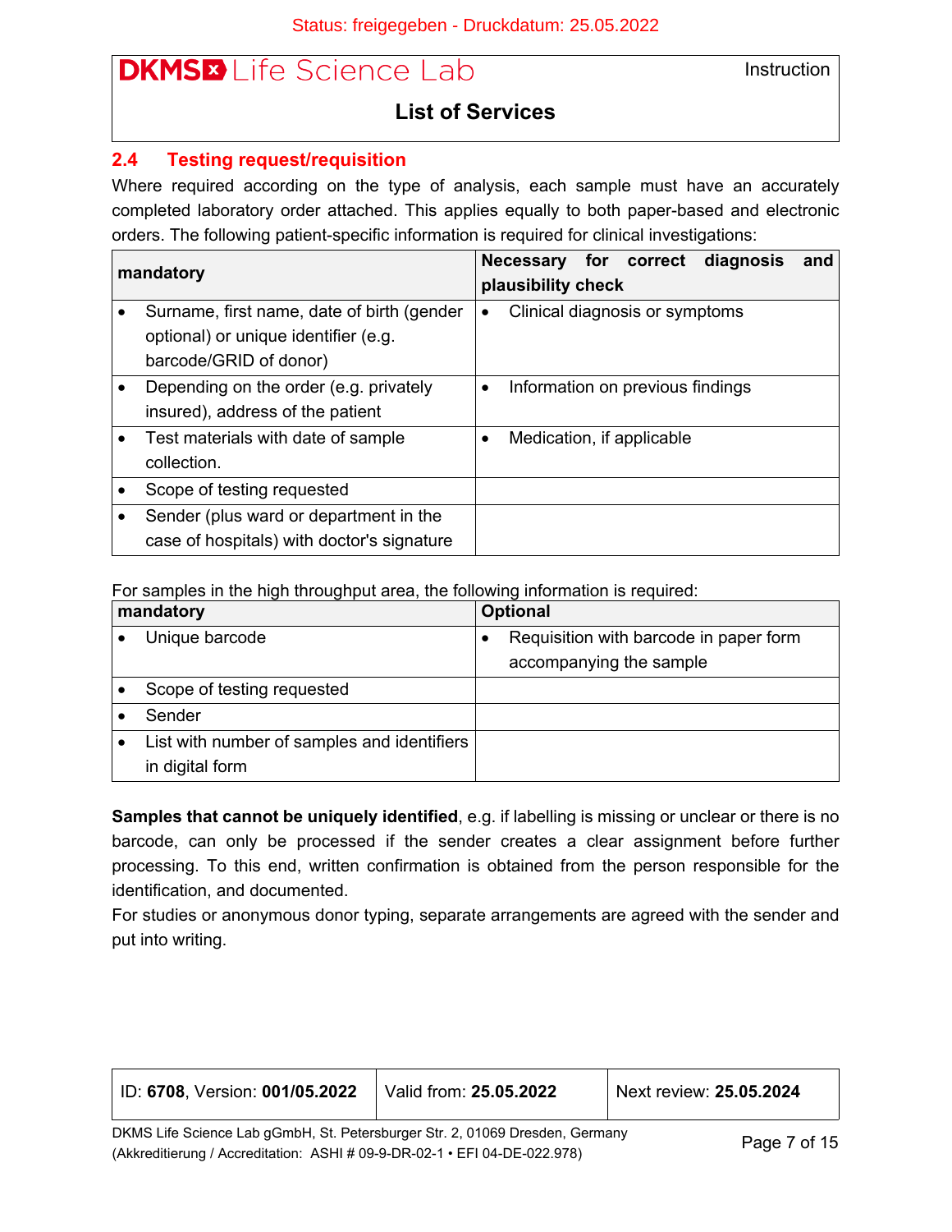## 2.4 Testing request/requisition

Where required according on the type of analysis, each sample must have an accurately completed laboratory order attached. This applies equally to both paper-based and electronic orders. The following patient-specific information is required for clinical investigations:

| mandatory | Necessary for correct diagnosis and plausibility check |
|---|---|
| • Surname, first name, date of birth (gender optional) or unique identifier (e.g. barcode/GRID of donor) | • Clinical diagnosis or symptoms |
| • Depending on the order (e.g. privately insured), address of the patient | • Information on previous findings |
| • Test materials with date of sample collection. | • Medication, if applicable |
| • Scope of testing requested | |
| • Sender (plus ward or department in the case of hospitals) with doctor's signature | |

For samples in the high throughput area, the following information is required:

| mandatory | Optional |
|---|---|
| • Unique barcode | • Requisition with barcode in paper form accompanying the sample |
| • Scope of testing requested | |
| • Sender | |
| • List with number of samples and identifiers in digital form | |

**Samples that cannot be uniquely identified**, e.g. if labelling is missing or unclear or there is no barcode, can only be processed if the sender creates a clear assignment before further processing. To this end, written confirmation is obtained from the person responsible for the identification, and documented.

For studies or anonymous donor typing, separate arrangements are agreed with the sender and put into writing.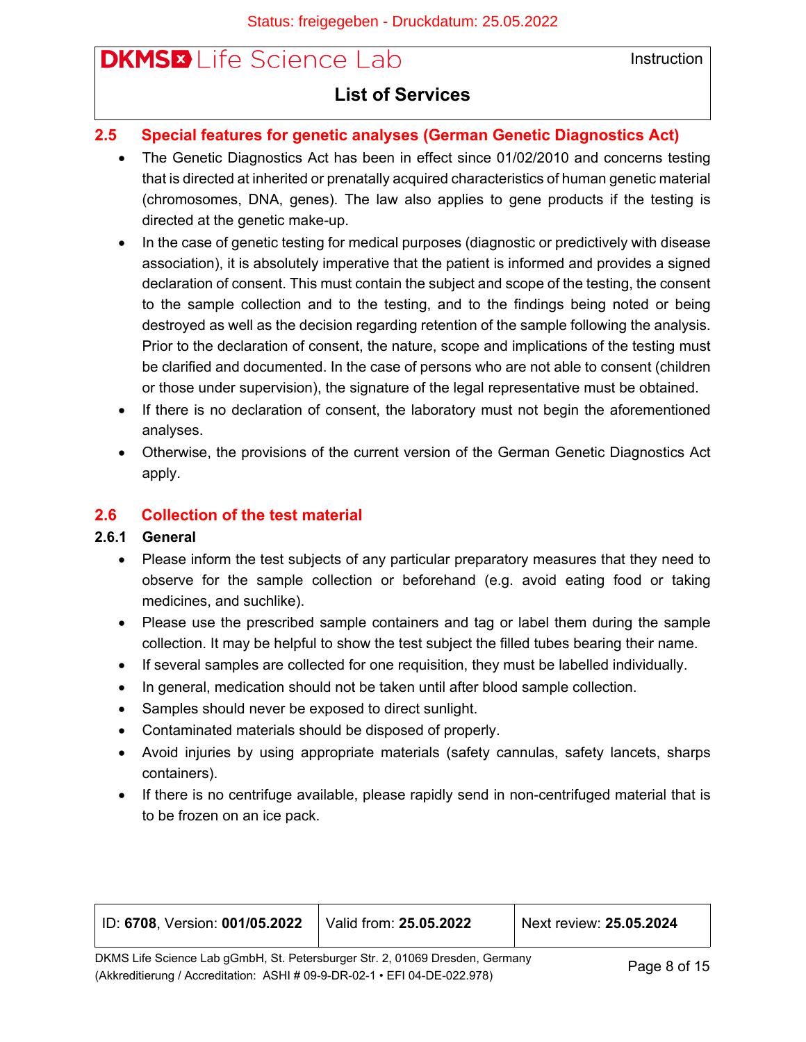## 2.5 Special features for genetic analyses (German Genetic Diagnostics Act)

- The Genetic Diagnostics Act has been in effect since 01/02/2010 and concerns testing that is directed at inherited or prenatally acquired characteristics of human genetic material (chromosomes, DNA, genes). The law also applies to gene products if the testing is directed at the genetic make-up.
- In the case of genetic testing for medical purposes (diagnostic or predictively with disease association), it is absolutely imperative that the patient is informed and provides a signed declaration of consent. This must contain the subject and scope of the testing, the consent to the sample collection and to the testing, and to the findings being noted or being destroyed as well as the decision regarding retention of the sample following the analysis. Prior to the declaration of consent, the nature, scope and implications of the testing must be clarified and documented. In the case of persons who are not able to consent (children or those under supervision), the signature of the legal representative must be obtained.
- If there is no declaration of consent, the laboratory must not begin the aforementioned analyses.
- Otherwise, the provisions of the current version of the German Genetic Diagnostics Act apply.

## 2.6 Collection of the test material

### 2.6.1 General

- Please inform the test subjects of any particular preparatory measures that they need to observe for the sample collection or beforehand (e.g. avoid eating food or taking medicines, and suchlike).
- Please use the prescribed sample containers and tag or label them during the sample collection. It may be helpful to show the test subject the filled tubes bearing their name.
- If several samples are collected for one requisition, they must be labelled individually.
- In general, medication should not be taken until after blood sample collection.
- Samples should never be exposed to direct sunlight.
- Contaminated materials should be disposed of properly.
- Avoid injuries by using appropriate materials (safety cannulas, safety lancets, sharps containers).
- If there is no centrifuge available, please rapidly send in non-centrifuged material that is to be frozen on an ice pack.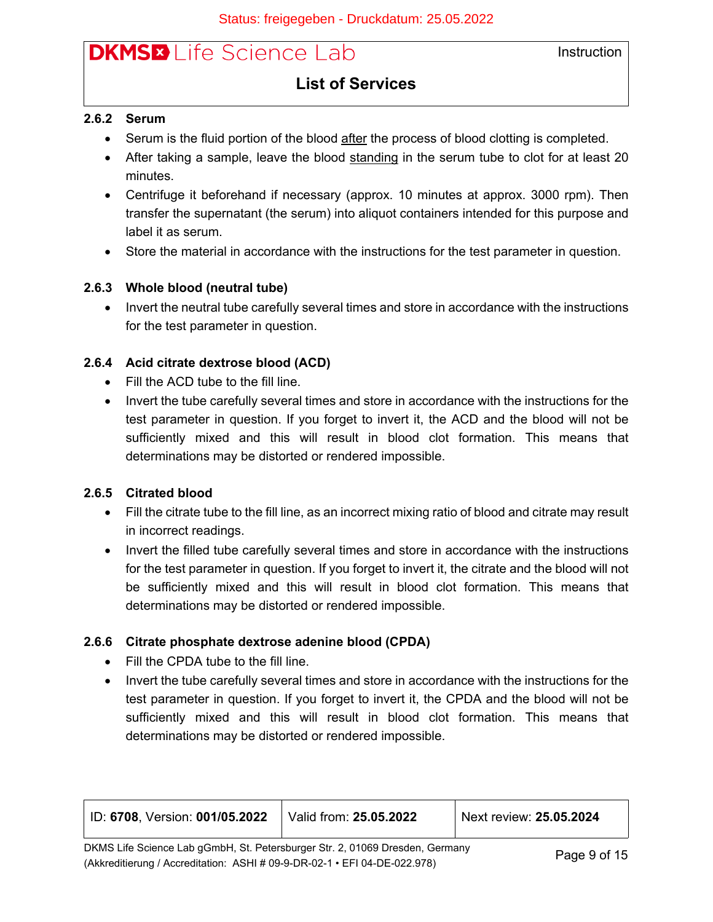### 2.6.2 Serum

- Serum is the fluid portion of the blood after the process of blood clotting is completed.
- After taking a sample, leave the blood standing in the serum tube to clot for at least 20 minutes.
- Centrifuge it beforehand if necessary (approx. 10 minutes at approx. 3000 rpm). Then transfer the supernatant (the serum) into aliquot containers intended for this purpose and label it as serum.
- Store the material in accordance with the instructions for the test parameter in question.

### 2.6.3 Whole blood (neutral tube)

- Invert the neutral tube carefully several times and store in accordance with the instructions for the test parameter in question.

### 2.6.4 Acid citrate dextrose blood (ACD)

- Fill the ACD tube to the fill line.
- Invert the tube carefully several times and store in accordance with the instructions for the test parameter in question. If you forget to invert it, the ACD and the blood will not be sufficiently mixed and this will result in blood clot formation. This means that determinations may be distorted or rendered impossible.

### 2.6.5 Citrated blood

- Fill the citrate tube to the fill line, as an incorrect mixing ratio of blood and citrate may result in incorrect readings.
- Invert the filled tube carefully several times and store in accordance with the instructions for the test parameter in question. If you forget to invert it, the citrate and the blood will not be sufficiently mixed and this will result in blood clot formation. This means that determinations may be distorted or rendered impossible.

### 2.6.6 Citrate phosphate dextrose adenine blood (CPDA)

- Fill the CPDA tube to the fill line.
- Invert the tube carefully several times and store in accordance with the instructions for the test parameter in question. If you forget to invert it, the CPDA and the blood will not be sufficiently mixed and this will result in blood clot formation. This means that determinations may be distorted or rendered impossible.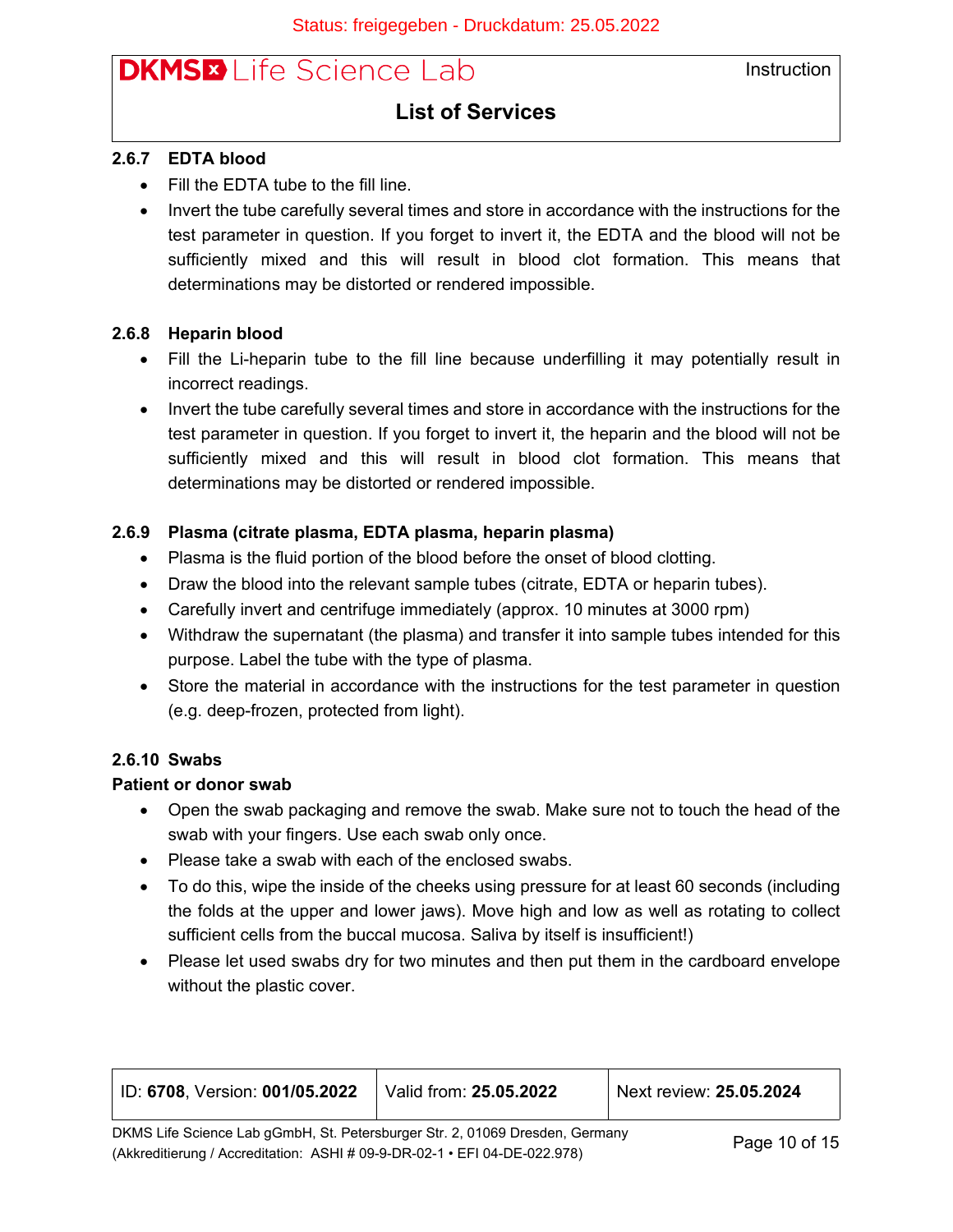### 2.6.7 EDTA blood

- Fill the EDTA tube to the fill line.
- Invert the tube carefully several times and store in accordance with the instructions for the test parameter in question. If you forget to invert it, the EDTA and the blood will not be sufficiently mixed and this will result in blood clot formation. This means that determinations may be distorted or rendered impossible.

### 2.6.8 Heparin blood

- Fill the Li-heparin tube to the fill line because underfilling it may potentially result in incorrect readings.
- Invert the tube carefully several times and store in accordance with the instructions for the test parameter in question. If you forget to invert it, the heparin and the blood will not be sufficiently mixed and this will result in blood clot formation. This means that determinations may be distorted or rendered impossible.

### 2.6.9 Plasma (citrate plasma, EDTA plasma, heparin plasma)

- Plasma is the fluid portion of the blood before the onset of blood clotting.
- Draw the blood into the relevant sample tubes (citrate, EDTA or heparin tubes).
- Carefully invert and centrifuge immediately (approx. 10 minutes at 3000 rpm)
- Withdraw the supernatant (the plasma) and transfer it into sample tubes intended for this purpose. Label the tube with the type of plasma.
- Store the material in accordance with the instructions for the test parameter in question (e.g. deep-frozen, protected from light).

### 2.6.10 Swabs

**Patient or donor swab**

- Open the swab packaging and remove the swab. Make sure not to touch the head of the swab with your fingers. Use each swab only once.
- Please take a swab with each of the enclosed swabs.
- To do this, wipe the inside of the cheeks using pressure for at least 60 seconds (including the folds at the upper and lower jaws). Move high and low as well as rotating to collect sufficient cells from the buccal mucosa. Saliva by itself is insufficient!)
- Please let used swabs dry for two minutes and then put them in the cardboard envelope without the plastic cover.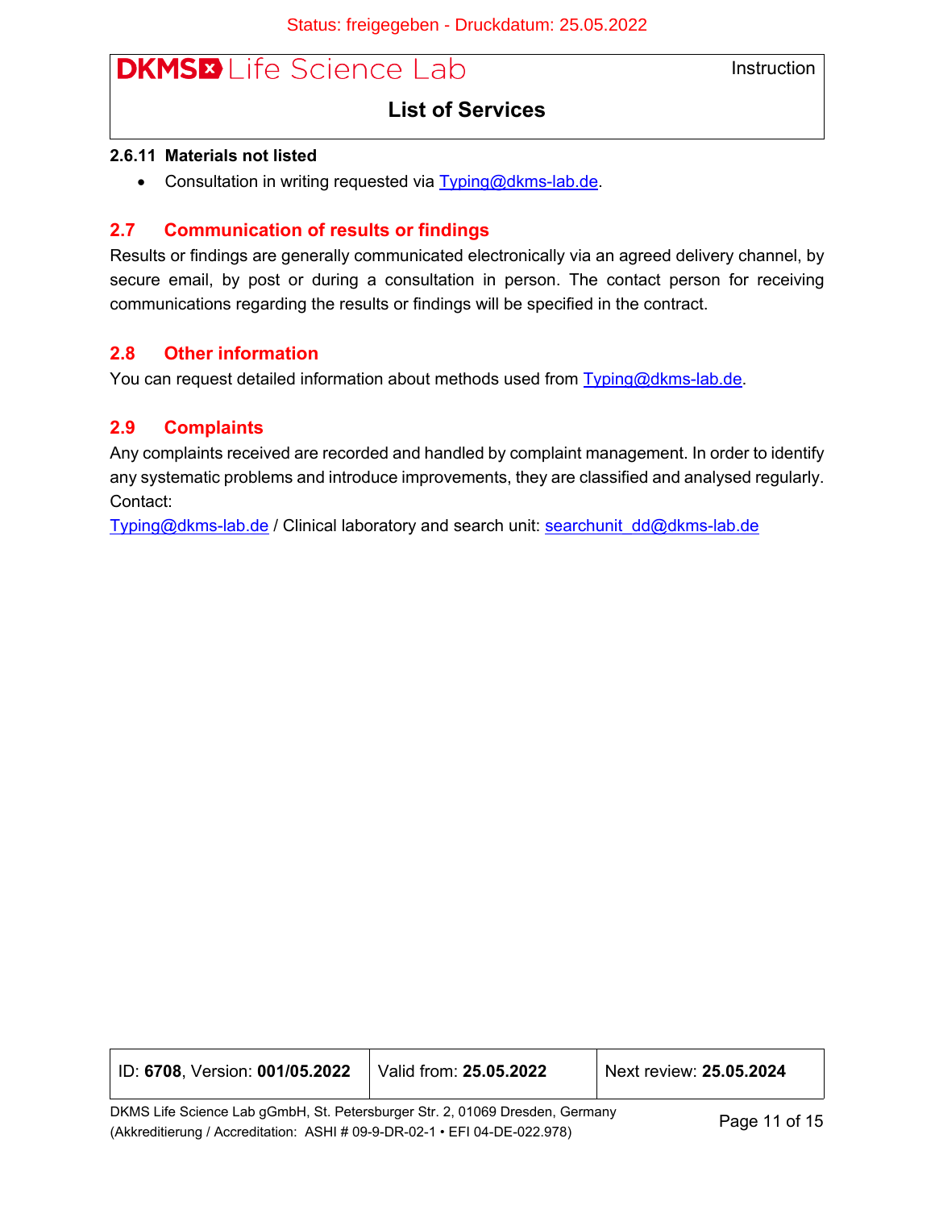### 2.6.11 Materials not listed

- Consultation in writing requested via Typing@dkms-lab.de.

## 2.7 Communication of results or findings

Results or findings are generally communicated electronically via an agreed delivery channel, by secure email, by post or during a consultation in person. The contact person for receiving communications regarding the results or findings will be specified in the contract.

## 2.8 Other information

You can request detailed information about methods used from Typing@dkms-lab.de.

## 2.9 Complaints

Any complaints received are recorded and handled by complaint management. In order to identify any systematic problems and introduce improvements, they are classified and analysed regularly.
Contact:
Typing@dkms-lab.de / Clinical laboratory and search unit: searchunit_dd@dkms-lab.de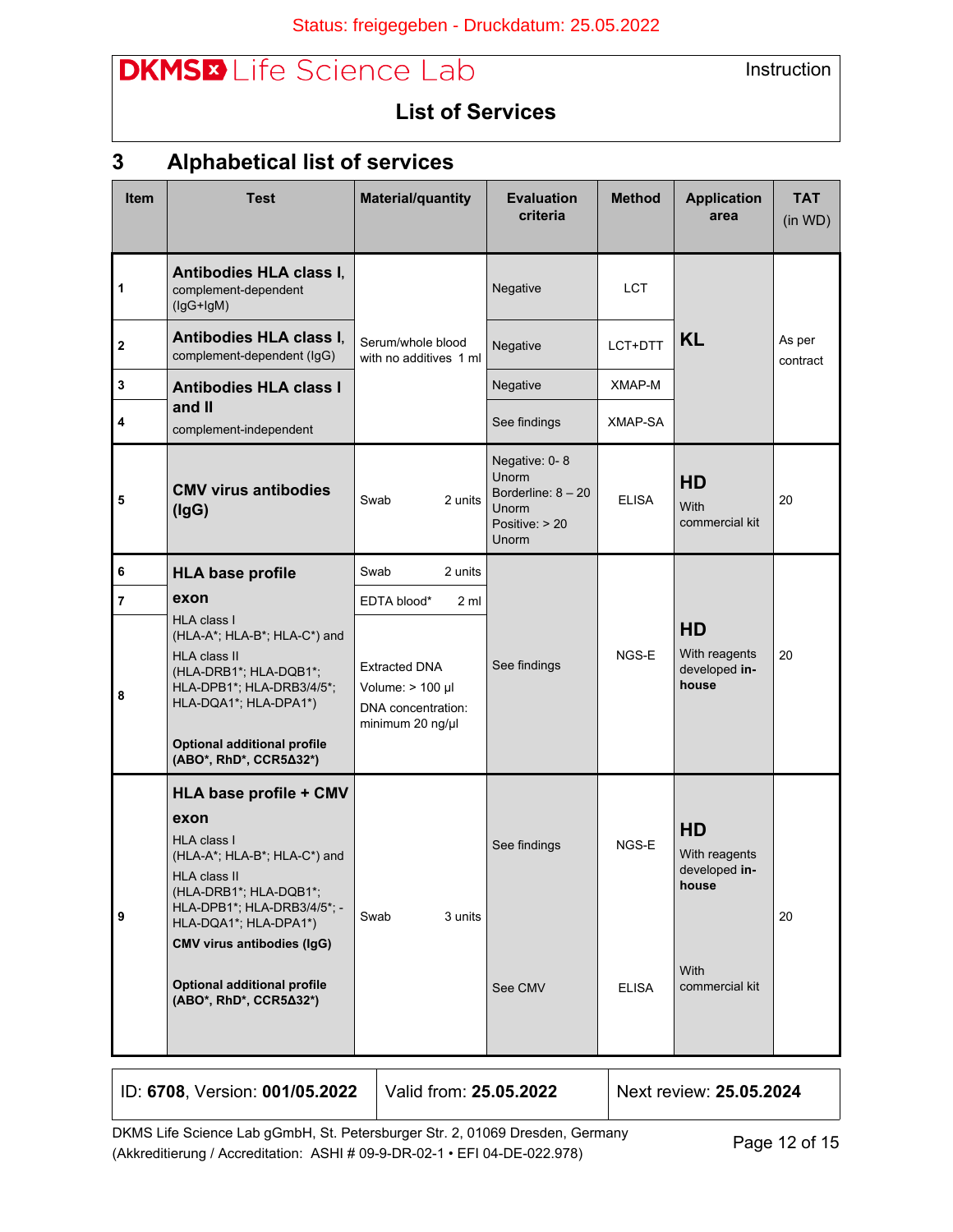## 3 Alphabetical list of services

| Item | Test | Material/quantity | Evaluation criteria | Method | Application area | TAT (in WD) |
|---|---|---|---|---|---|---|
| 1 | **Antibodies HLA class I**, complement-dependent (IgG+IgM) | Serum/whole blood with no additives 1 ml | Negative | LCT | **KL** | As per contract |
| 2 | **Antibodies HLA class I**, complement-dependent (IgG) | | Negative | LCT+DTT | | |
| 3 | **Antibodies HLA class I and II** complement-independent | | Negative | XMAP-M | | |
| 4 | | | See findings | XMAP-SA | | |
| 5 | **CMV virus antibodies (IgG)** | Swab 2 units | Negative: 0- 8 Unorm<br>Borderline: 8 – 20 Unorm<br>Positive: > 20 Unorm | ELISA | **HD** With commercial kit | 20 |
| 6 | **HLA base profile exon**<br>HLA class I (HLA-A*; HLA-B*; HLA-C*) and HLA class II (HLA-DRB1*; HLA-DQB1*; HLA-DPB1*; HLA-DRB3/4/5*; HLA-DQA1*; HLA-DPA1*)<br>**Optional additional profile (ABO*, RhD*, CCR5Δ32*)** | Swab 2 units | See findings | NGS-E | **HD** With reagents developed **in-house** | 20 |
| 7 | | EDTA blood* 2 ml | | | | |
| 8 | | Extracted DNA<br>Volume: > 100 µl<br>DNA concentration: minimum 20 ng/µl | | | | |
| 9 | **HLA base profile + CMV exon**<br>HLA class I (HLA-A*; HLA-B*; HLA-C*) and HLA class II (HLA-DRB1*; HLA-DQB1*; HLA-DPB1*; HLA-DRB3/4/5*; -HLA-DQA1*; HLA-DPA1*) | Swab 3 units | See findings | NGS-E | **HD** With reagents developed **in-house** | 20 |
| | **CMV virus antibodies (IgG)**<br>**Optional additional profile (ABO*, RhD*, CCR5Δ32*)** | | See CMV | ELISA | With commercial kit | |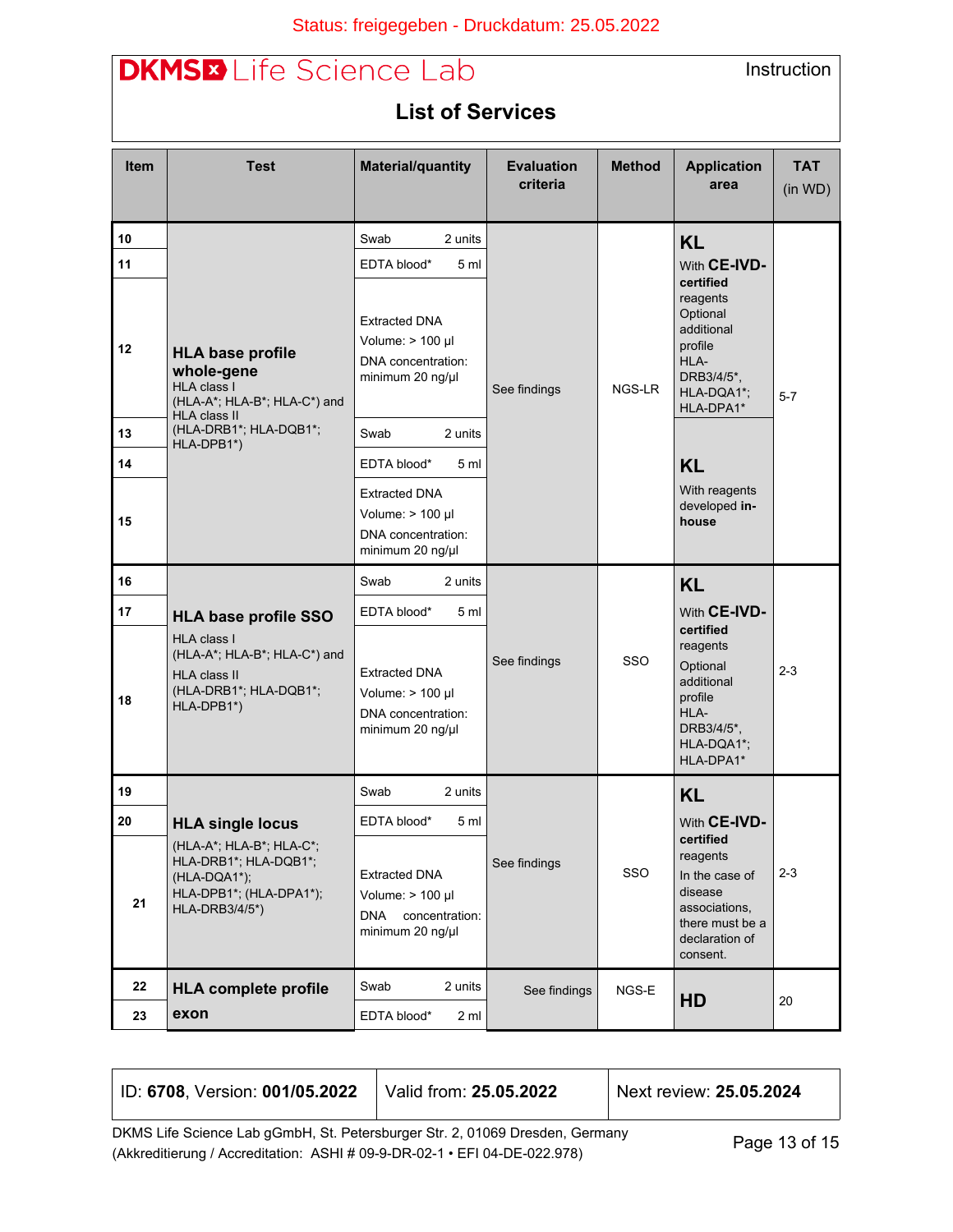Status: freigegeben - Druckdatum: 25.05.2022

DKMS Life Science Lab

Instruction

## List of Services

| Item | Test | Material/quantity | Evaluation criteria | Method | Application area | TAT (in WD) |
|---|---|---|---|---|---|---|
| 10 | **HLA base profile whole-gene** HLA class I (HLA-A*; HLA-B*; HLA-C*) and HLA class II (HLA-DRB1*; HLA-DQB1*; HLA-DPB1*) | Swab 2 units | See findings | NGS-LR | **KL** With **CE-IVD-certified** reagents Optional additional profile HLA-DRB3/4/5*, HLA-DQA1*; HLA-DPA1* | 5-7 |
| 11 | | EDTA blood* 5 ml | | | | |
| 12 | | Extracted DNA Volume: > 100 µl DNA concentration: minimum 20 ng/µl | | | | |
| 13 | | Swab 2 units | | | **KL** With reagents developed **in-house** | |
| 14 | | EDTA blood* 5 ml | | | | |
| 15 | | Extracted DNA Volume: > 100 µl DNA concentration: minimum 20 ng/µl | | | | |
| 16 | **HLA base profile SSO** HLA class I (HLA-A*; HLA-B*; HLA-C*) and HLA class II (HLA-DRB1*; HLA-DQB1*; HLA-DPB1*) | Swab 2 units | See findings | SSO | **KL** With **CE-IVD-certified** reagents Optional additional profile HLA-DRB3/4/5*, HLA-DQA1*; HLA-DPA1* | 2-3 |
| 17 | | EDTA blood* 5 ml | | | | |
| 18 | | Extracted DNA Volume: > 100 µl DNA concentration: minimum 20 ng/µl | | | | |
| 19 | **HLA single locus** (HLA-A*; HLA-B*; HLA-C*; HLA-DRB1*; HLA-DQB1*; (HLA-DQA1*); HLA-DPB1*; (HLA-DPA1*); HLA-DRB3/4/5*) | Swab 2 units | See findings | SSO | **KL** With **CE-IVD-certified** reagents In the case of disease associations, there must be a declaration of consent. | 2-3 |
| 20 | | EDTA blood* 5 ml | | | | |
| 21 | | Extracted DNA Volume: > 100 µl DNA concentration: minimum 20 ng/µl | | | | |
| 22 | **HLA complete profile exon** | Swab 2 units | See findings | NGS-E | **HD** | 20 |
| 23 | | EDTA blood* 2 ml | | | | |

| ID: **6708**, Version: **001/05.2022** | Valid from: **25.05.2022** | Next review: **25.05.2024** |
|---|---|---|

DKMS Life Science Lab gGmbH, St. Petersburger Str. 2, 01069 Dresden, Germany
(Akkreditierung / Accreditation: ASHI # 09-9-DR-02-1 • EFI 04-DE-022.978)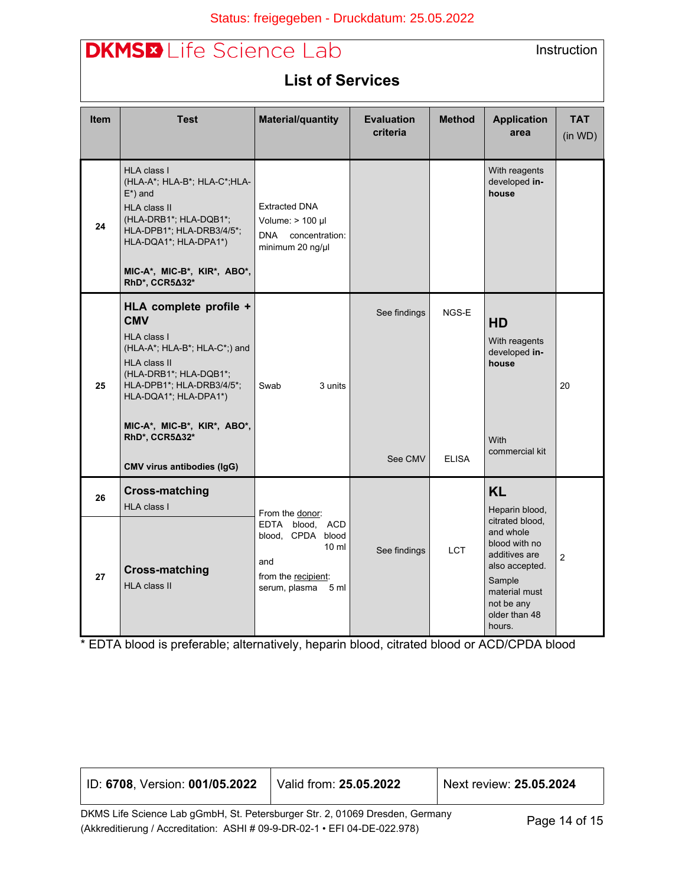Status: freigegeben - Druckdatum: 25.05.2022

**DKMS Life Science Lab** — Instruction

## List of Services

| Item | Test | Material/quantity | Evaluation criteria | Method | Application area | TAT (in WD) |
|---|---|---|---|---|---|---|
| 24 | HLA class I (HLA-A*; HLA-B*; HLA-C*;HLA-E*) and HLA class II (HLA-DRB1*; HLA-DQB1*; HLA-DPB1*; HLA-DRB3/4/5*; HLA-DQA1*; HLA-DPA1*) **MIC-A*, MIC-B*, KIR*, ABO*, RhD*, CCR5Δ32*** | Extracted DNA Volume: > 100 µl DNA concentration: minimum 20 ng/µl | | | With reagents developed **in-house** | |
| 25 | **HLA complete profile + CMV** HLA class I (HLA-A*; HLA-B*; HLA-C*;) and HLA class II (HLA-DRB1*; HLA-DQB1*; HLA-DPB1*; HLA-DRB3/4/5*; HLA-DQA1*; HLA-DPA1*) **MIC-A*, MIC-B*, KIR*, ABO*, RhD*, CCR5Δ32*** | Swab 3 units | See findings | NGS-E | **HD** With reagents developed **in-house** | 20 |
| | **CMV virus antibodies (IgG)** | | See CMV | ELISA | With commercial kit | |
| 26 | **Cross-matching** HLA class I | From the donor: EDTA blood, ACD blood, CPDA blood 10 ml and from the recipient: serum, plasma 5 ml | See findings | LCT | **KL** Heparin blood, citrated blood, and whole blood with no additives are also accepted. Sample material must not be any older than 48 hours. | 2 |
| 27 | **Cross-matching** HLA class II | | | | | |

* EDTA blood is preferable; alternatively, heparin blood, citrated blood or ACD/CPDA blood

| ID: **6708**, Version: **001/05.2022** | Valid from: **25.05.2022** | Next review: **25.05.2024** |
|---|---|---|

DKMS Life Science Lab gGmbH, St. Petersburger Str. 2, 01069 Dresden, Germany
(Akkreditierung / Accreditation: ASHI # 09-9-DR-02-1 • EFI 04-DE-022.978)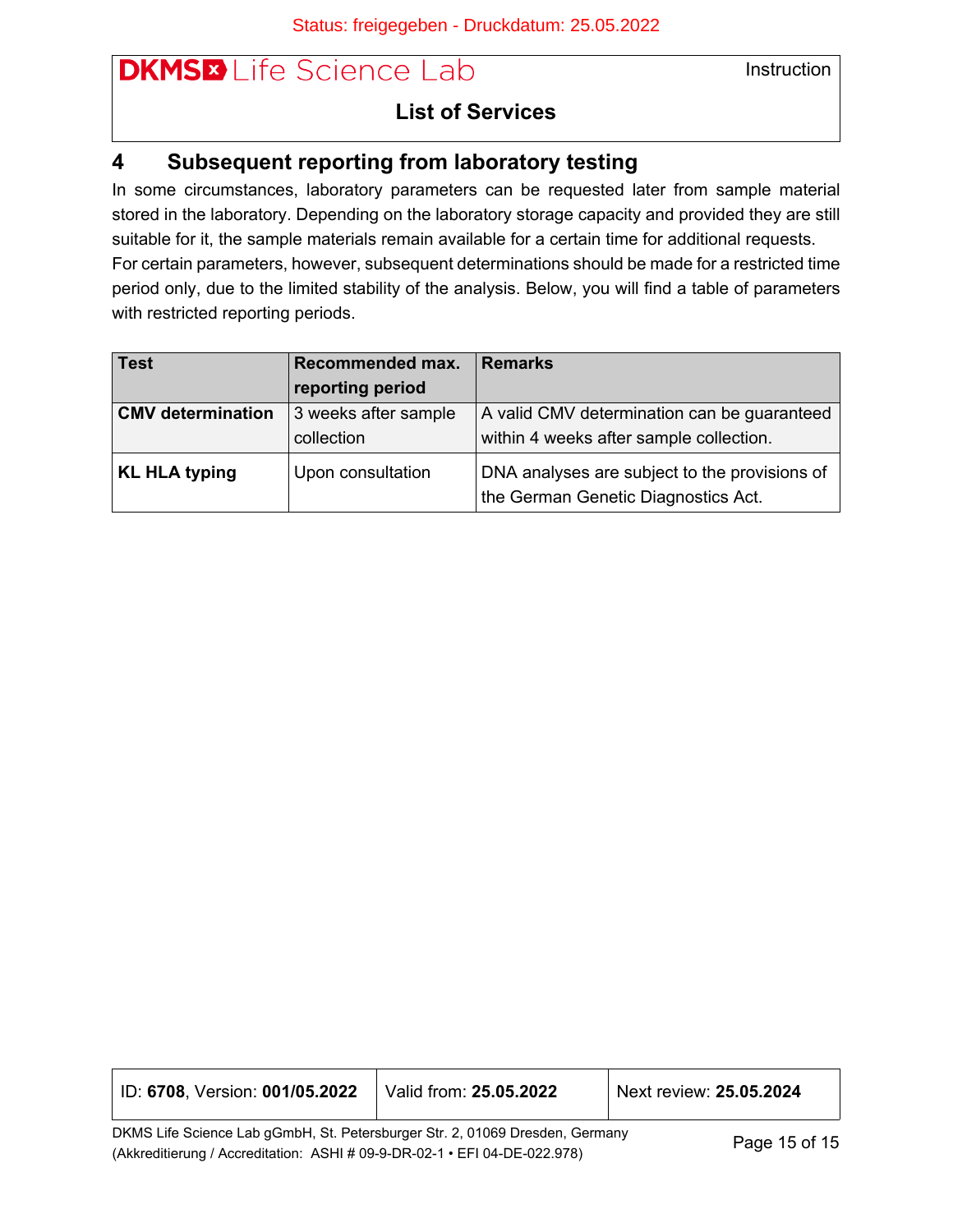## 4 Subsequent reporting from laboratory testing

In some circumstances, laboratory parameters can be requested later from sample material stored in the laboratory. Depending on the laboratory storage capacity and provided they are still suitable for it, the sample materials remain available for a certain time for additional requests.
For certain parameters, however, subsequent determinations should be made for a restricted time period only, due to the limited stability of the analysis. Below, you will find a table of parameters with restricted reporting periods.

| Test | Recommended max. reporting period | Remarks |
|---|---|---|
| **CMV determination** | 3 weeks after sample collection | A valid CMV determination can be guaranteed within 4 weeks after sample collection. |
| **KL HLA typing** | Upon consultation | DNA analyses are subject to the provisions of the German Genetic Diagnostics Act. |